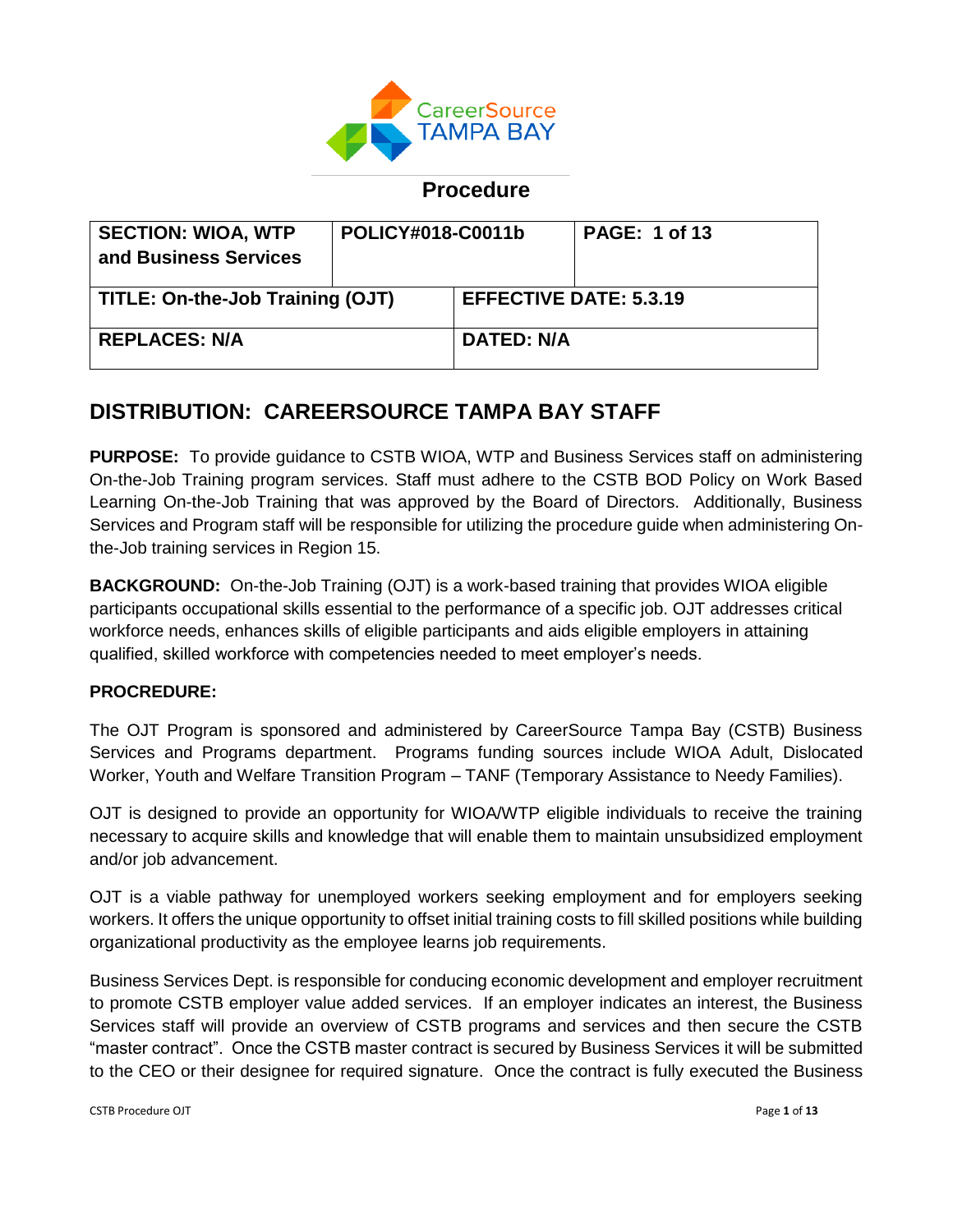CareerSource TAMPA BAY

## Procedure

| SECTION: WIOA, WTP and Business Services | POLICY#018-C0011b | PAGE: 1 of 13 |
|---|---|---|
| TITLE: On-the-Job Training (OJT) | EFFECTIVE DATE: 5.3.19 | |
| REPLACES: N/A | DATED: N/A | |

## DISTRIBUTION: CAREERSOURCE TAMPA BAY STAFF

**PURPOSE:** To provide guidance to CSTB WIOA, WTP and Business Services staff on administering On-the-Job Training program services. Staff must adhere to the CSTB BOD Policy on Work Based Learning On-the-Job Training that was approved by the Board of Directors. Additionally, Business Services and Program staff will be responsible for utilizing the procedure guide when administering On-the-Job training services in Region 15.

**BACKGROUND:** On-the-Job Training (OJT) is a work-based training that provides WIOA eligible participants occupational skills essential to the performance of a specific job. OJT addresses critical workforce needs, enhances skills of eligible participants and aids eligible employers in attaining qualified, skilled workforce with competencies needed to meet employer's needs.

**PROCREDURE:**

The OJT Program is sponsored and administered by CareerSource Tampa Bay (CSTB) Business Services and Programs department. Programs funding sources include WIOA Adult, Dislocated Worker, Youth and Welfare Transition Program – TANF (Temporary Assistance to Needy Families).

OJT is designed to provide an opportunity for WIOA/WTP eligible individuals to receive the training necessary to acquire skills and knowledge that will enable them to maintain unsubsidized employment and/or job advancement.

OJT is a viable pathway for unemployed workers seeking employment and for employers seeking workers. It offers the unique opportunity to offset initial training costs to fill skilled positions while building organizational productivity as the employee learns job requirements.

Business Services Dept. is responsible for conducing economic development and employer recruitment to promote CSTB employer value added services. If an employer indicates an interest, the Business Services staff will provide an overview of CSTB programs and services and then secure the CSTB "master contract". Once the CSTB master contract is secured by Business Services it will be submitted to the CEO or their designee for required signature. Once the contract is fully executed the Business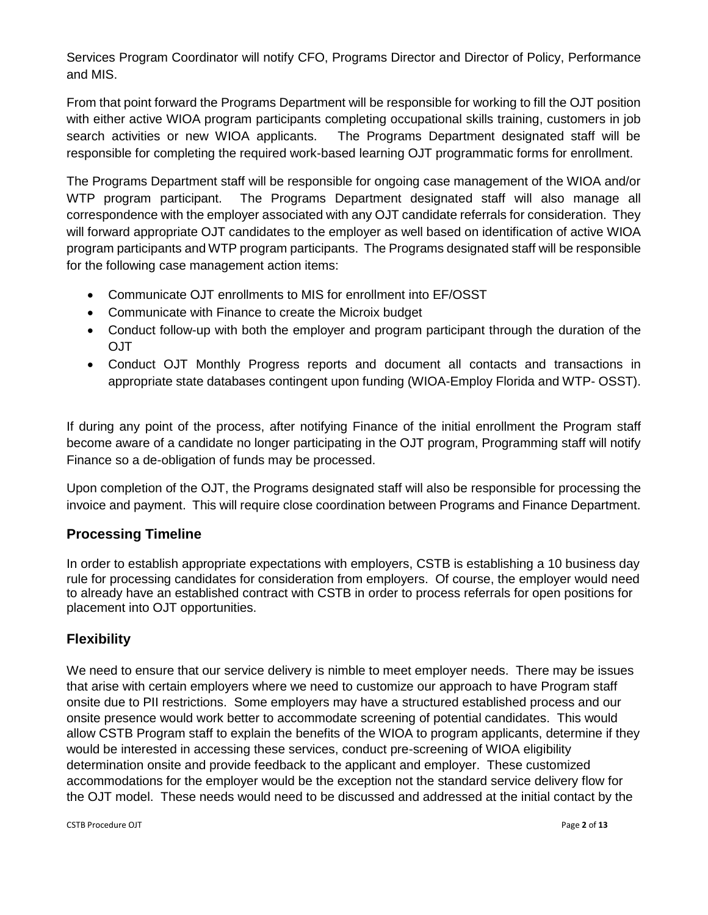Services Program Coordinator will notify CFO, Programs Director and Director of Policy, Performance and MIS.

From that point forward the Programs Department will be responsible for working to fill the OJT position with either active WIOA program participants completing occupational skills training, customers in job search activities or new WIOA applicants. The Programs Department designated staff will be responsible for completing the required work-based learning OJT programmatic forms for enrollment.

The Programs Department staff will be responsible for ongoing case management of the WIOA and/or WTP program participant. The Programs Department designated staff will also manage all correspondence with the employer associated with any OJT candidate referrals for consideration. They will forward appropriate OJT candidates to the employer as well based on identification of active WIOA program participants and WTP program participants. The Programs designated staff will be responsible for the following case management action items:

- Communicate OJT enrollments to MIS for enrollment into EF/OSST
- Communicate with Finance to create the Microix budget
- Conduct follow-up with both the employer and program participant through the duration of the OJT
- Conduct OJT Monthly Progress reports and document all contacts and transactions in appropriate state databases contingent upon funding (WIOA-Employ Florida and WTP- OSST).

If during any point of the process, after notifying Finance of the initial enrollment the Program staff become aware of a candidate no longer participating in the OJT program, Programming staff will notify Finance so a de-obligation of funds may be processed.

Upon completion of the OJT, the Programs designated staff will also be responsible for processing the invoice and payment. This will require close coordination between Programs and Finance Department.

## Processing Timeline

In order to establish appropriate expectations with employers, CSTB is establishing a 10 business day rule for processing candidates for consideration from employers. Of course, the employer would need to already have an established contract with CSTB in order to process referrals for open positions for placement into OJT opportunities.

## Flexibility

We need to ensure that our service delivery is nimble to meet employer needs. There may be issues that arise with certain employers where we need to customize our approach to have Program staff onsite due to PII restrictions. Some employers may have a structured established process and our onsite presence would work better to accommodate screening of potential candidates. This would allow CSTB Program staff to explain the benefits of the WIOA to program applicants, determine if they would be interested in accessing these services, conduct pre-screening of WIOA eligibility determination onsite and provide feedback to the applicant and employer. These customized accommodations for the employer would be the exception not the standard service delivery flow for the OJT model. These needs would need to be discussed and addressed at the initial contact by the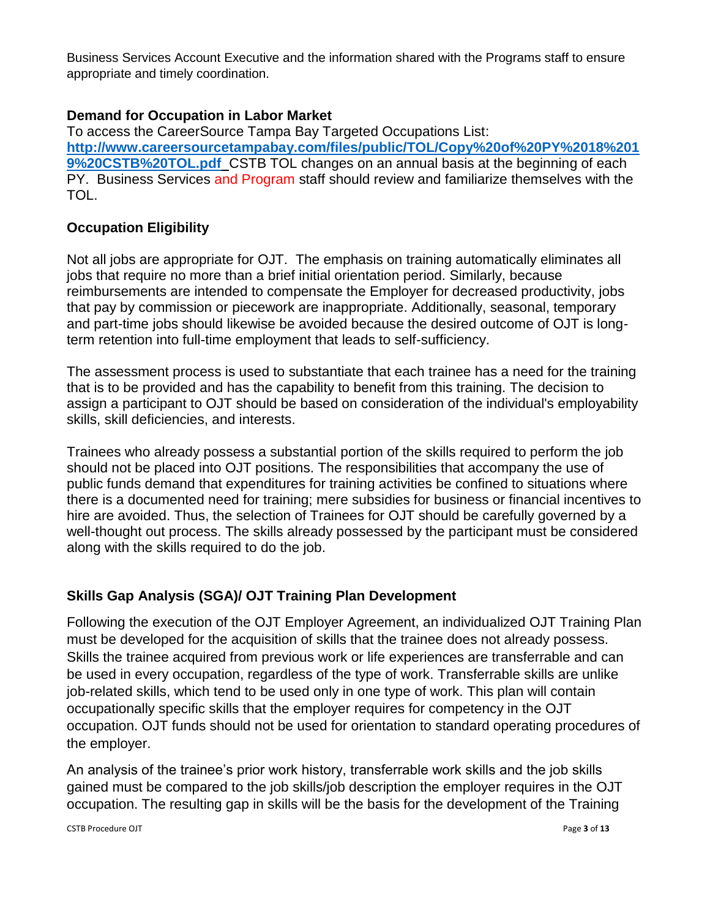Business Services Account Executive and the information shared with the Programs staff to ensure appropriate and timely coordination.

### Demand for Occupation in Labor Market

To access the CareerSource Tampa Bay Targeted Occupations List: **[http://www.careersourcetampabay.com/files/public/TOL/Copy%20of%20PY%2018%2019%20CSTB%20TOL.pdf](http://www.careersourcetampabay.com/files/public/TOL/Copy%20of%20PY%2018%2019%20CSTB%20TOL.pdf)** CSTB TOL changes on an annual basis at the beginning of each PY. Business Services and Program staff should review and familiarize themselves with the TOL.

### Occupation Eligibility

Not all jobs are appropriate for OJT. The emphasis on training automatically eliminates all jobs that require no more than a brief initial orientation period. Similarly, because reimbursements are intended to compensate the Employer for decreased productivity, jobs that pay by commission or piecework are inappropriate. Additionally, seasonal, temporary and part-time jobs should likewise be avoided because the desired outcome of OJT is long-term retention into full-time employment that leads to self-sufficiency.

The assessment process is used to substantiate that each trainee has a need for the training that is to be provided and has the capability to benefit from this training. The decision to assign a participant to OJT should be based on consideration of the individual's employability skills, skill deficiencies, and interests.

Trainees who already possess a substantial portion of the skills required to perform the job should not be placed into OJT positions. The responsibilities that accompany the use of public funds demand that expenditures for training activities be confined to situations where there is a documented need for training; mere subsidies for business or financial incentives to hire are avoided. Thus, the selection of Trainees for OJT should be carefully governed by a well-thought out process. The skills already possessed by the participant must be considered along with the skills required to do the job.

### Skills Gap Analysis (SGA)/ OJT Training Plan Development

Following the execution of the OJT Employer Agreement, an individualized OJT Training Plan must be developed for the acquisition of skills that the trainee does not already possess. Skills the trainee acquired from previous work or life experiences are transferrable and can be used in every occupation, regardless of the type of work. Transferrable skills are unlike job-related skills, which tend to be used only in one type of work. This plan will contain occupationally specific skills that the employer requires for competency in the OJT occupation. OJT funds should not be used for orientation to standard operating procedures of the employer.

An analysis of the trainee's prior work history, transferrable work skills and the job skills gained must be compared to the job skills/job description the employer requires in the OJT occupation. The resulting gap in skills will be the basis for the development of the Training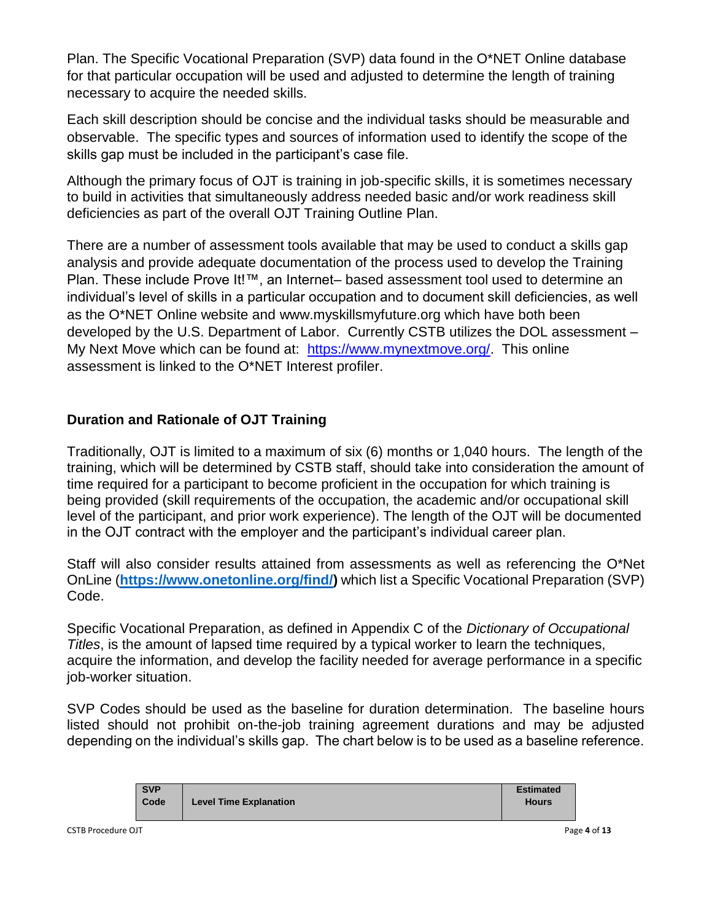Plan. The Specific Vocational Preparation (SVP) data found in the O*NET Online database for that particular occupation will be used and adjusted to determine the length of training necessary to acquire the needed skills.

Each skill description should be concise and the individual tasks should be measurable and observable. The specific types and sources of information used to identify the scope of the skills gap must be included in the participant's case file.

Although the primary focus of OJT is training in job-specific skills, it is sometimes necessary to build in activities that simultaneously address needed basic and/or work readiness skill deficiencies as part of the overall OJT Training Outline Plan.

There are a number of assessment tools available that may be used to conduct a skills gap analysis and provide adequate documentation of the process used to develop the Training Plan. These include Prove It!™, an Internet– based assessment tool used to determine an individual's level of skills in a particular occupation and to document skill deficiencies, as well as the O*NET Online website and www.myskillsmyfuture.org which have both been developed by the U.S. Department of Labor. Currently CSTB utilizes the DOL assessment – My Next Move which can be found at: [https://www.mynextmove.org/](https://www.mynextmove.org/). This online assessment is linked to the O*NET Interest profiler.

## Duration and Rationale of OJT Training

Traditionally, OJT is limited to a maximum of six (6) months or 1,040 hours. The length of the training, which will be determined by CSTB staff, should take into consideration the amount of time required for a participant to become proficient in the occupation for which training is being provided (skill requirements of the occupation, the academic and/or occupational skill level of the participant, and prior work experience). The length of the OJT will be documented in the OJT contract with the employer and the participant's individual career plan.

Staff will also consider results attained from assessments as well as referencing the O*Net OnLine (**[https://www.onetonline.org/find/](https://www.onetonline.org/find/)**) which list a Specific Vocational Preparation (SVP) Code.

Specific Vocational Preparation, as defined in Appendix C of the *Dictionary of Occupational Titles*, is the amount of lapsed time required by a typical worker to learn the techniques, acquire the information, and develop the facility needed for average performance in a specific job-worker situation.

SVP Codes should be used as the baseline for duration determination. The baseline hours listed should not prohibit on-the-job training agreement durations and may be adjusted depending on the individual's skills gap. The chart below is to be used as a baseline reference.

| SVP Code | Level Time Explanation | Estimated Hours |
|---|---|---|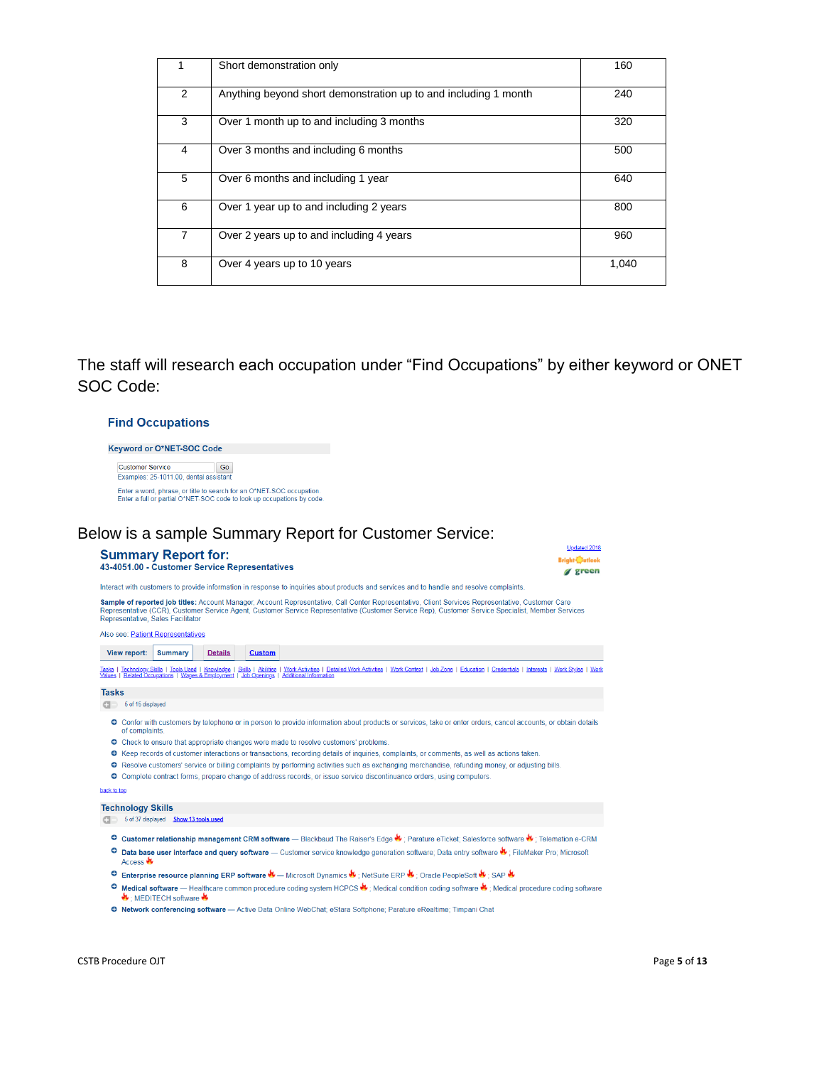| 1 | Short demonstration only | 160 |
|---|---|---|
| 2 | Anything beyond short demonstration up to and including 1 month | 240 |
| 3 | Over 1 month up to and including 3 months | 320 |
| 4 | Over 3 months and including 6 months | 500 |
| 5 | Over 6 months and including 1 year | 640 |
| 6 | Over 1 year up to and including 2 years | 800 |
| 7 | Over 2 years up to and including 4 years | 960 |
| 8 | Over 4 years up to 10 years | 1,040 |

The staff will research each occupation under "Find Occupations" by either keyword or ONET SOC Code:

**Find Occupations**

**Keyword or O*NET-SOC Code**

Customer Service [Go]

Examples: 25-1011.00, dental assistant

Enter a word, phrase, or title to search for an O*NET-SOC occupation.
Enter a full or partial O*NET-SOC code to look up occupations by code.

Below is a sample Summary Report for Customer Service:

Updated 2018

Bright Outlook green

## Summary Report for:

**43-4051.00 - Customer Service Representatives**

Interact with customers to provide information in response to inquiries about products and services and to handle and resolve complaints.

**Sample of reported job titles:** Account Manager, Account Representative, Call Center Representative, Client Services Representative, Customer Care Representative (CCR), Customer Service Agent, Customer Service Representative (Customer Service Rep), Customer Service Specialist, Member Services Representative, Sales Facilitator

Also see: Patient Representatives

View report: Summary | Details | Custom

Tasks | Technology Skills | Tools Used | Knowledge | Skills | Abilities | Work Activities | Detailed Work Activities | Work Context | Job Zone | Education | Credentials | Interests | Work Styles | Work Values | Related Occupations | Wages & Employment | Job Openings | Additional Information

### Tasks

5 of 15 displayed

- Confer with customers by telephone or in person to provide information about products or services, take or enter orders, cancel accounts, or obtain details of complaints.
- Check to ensure that appropriate changes were made to resolve customers' problems.
- Keep records of customer interactions or transactions, recording details of inquiries, complaints, or comments, as well as actions taken.
- Resolve customers' service or billing complaints by performing activities such as exchanging merchandise, refunding money, or adjusting bills.
- Complete contract forms, prepare change of address records, or issue service discontinuance orders, using computers.

back to top

### Technology Skills

5 of 37 displayed    Show 13 tools used

- **Customer relationship management CRM software** — Blackbaud The Raiser's Edge; Parature eTicket; Salesforce software; Telemation e-CRM
- **Data base user interface and query software** — Customer service knowledge generation software; Data entry software; FileMaker Pro; Microsoft Access
- **Enterprise resource planning ERP software** — Microsoft Dynamics; NetSuite ERP; Oracle PeopleSoft; SAP
- **Medical software** — Healthcare common procedure coding system HCPCS; Medical condition coding software; Medical procedure coding software; MEDITECH software
- **Network conferencing software** — Active Data Online WebChat; eStara Softphone; Parature eRealtime; Timpani Chat

CSTB Procedure OJT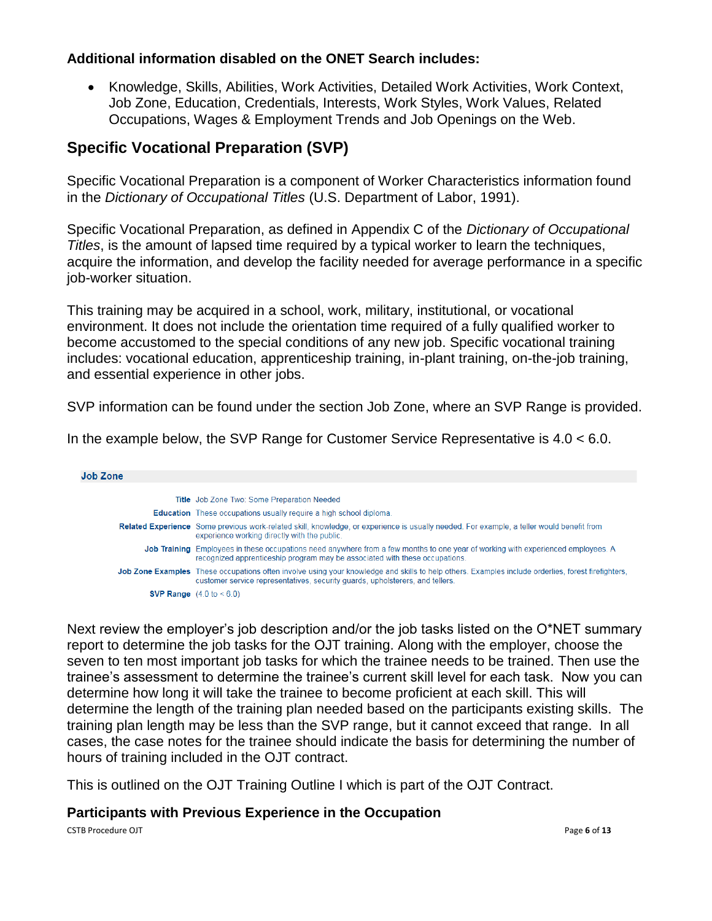**Additional information disabled on the ONET Search includes:**

- Knowledge, Skills, Abilities, Work Activities, Detailed Work Activities, Work Context, Job Zone, Education, Credentials, Interests, Work Styles, Work Values, Related Occupations, Wages & Employment Trends and Job Openings on the Web.

## Specific Vocational Preparation (SVP)

Specific Vocational Preparation is a component of Worker Characteristics information found in the *Dictionary of Occupational Titles* (U.S. Department of Labor, 1991).

Specific Vocational Preparation, as defined in Appendix C of the *Dictionary of Occupational Titles*, is the amount of lapsed time required by a typical worker to learn the techniques, acquire the information, and develop the facility needed for average performance in a specific job-worker situation.

This training may be acquired in a school, work, military, institutional, or vocational environment. It does not include the orientation time required of a fully qualified worker to become accustomed to the special conditions of any new job. Specific vocational training includes: vocational education, apprenticeship training, in-plant training, on-the-job training, and essential experience in other jobs.

SVP information can be found under the section Job Zone, where an SVP Range is provided.

In the example below, the SVP Range for Customer Service Representative is 4.0 < 6.0.

**Job Zone**

| | |
|---|---|
| **Title** | Job Zone Two: Some Preparation Needed |
| **Education** | These occupations usually require a high school diploma. |
| **Related Experience** | Some previous work-related skill, knowledge, or experience is usually needed. For example, a teller would benefit from experience working directly with the public. |
| **Job Training** | Employees in these occupations need anywhere from a few months to one year of working with experienced employees. A recognized apprenticeship program may be associated with these occupations. |
| **Job Zone Examples** | These occupations often involve using your knowledge and skills to help others. Examples include orderlies, forest firefighters, customer service representatives, security guards, upholsterers, and tellers. |
| **SVP Range** | (4.0 to < 6.0) |

Next review the employer's job description and/or the job tasks listed on the O*NET summary report to determine the job tasks for the OJT training. Along with the employer, choose the seven to ten most important job tasks for which the trainee needs to be trained. Then use the trainee's assessment to determine the trainee's current skill level for each task. Now you can determine how long it will take the trainee to become proficient at each skill. This will determine the length of the training plan needed based on the participants existing skills. The training plan length may be less than the SVP range, but it cannot exceed that range. In all cases, the case notes for the trainee should indicate the basis for determining the number of hours of training included in the OJT contract.

This is outlined on the OJT Training Outline I which is part of the OJT Contract.

### Participants with Previous Experience in the Occupation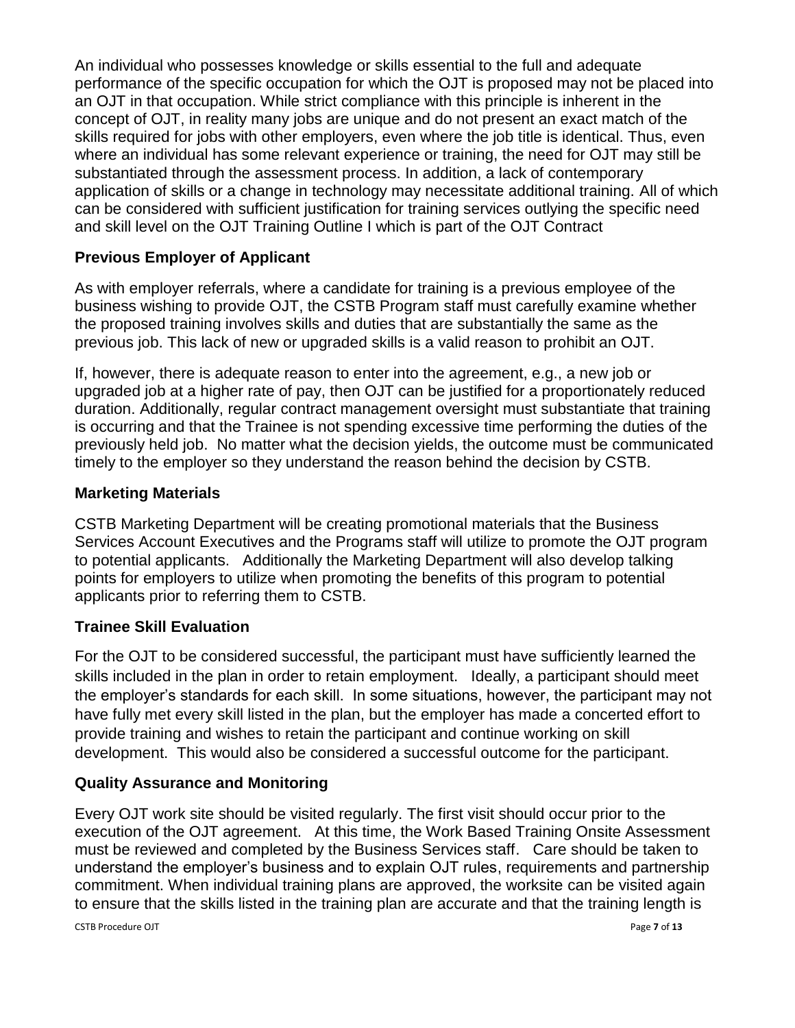An individual who possesses knowledge or skills essential to the full and adequate performance of the specific occupation for which the OJT is proposed may not be placed into an OJT in that occupation. While strict compliance with this principle is inherent in the concept of OJT, in reality many jobs are unique and do not present an exact match of the skills required for jobs with other employers, even where the job title is identical. Thus, even where an individual has some relevant experience or training, the need for OJT may still be substantiated through the assessment process. In addition, a lack of contemporary application of skills or a change in technology may necessitate additional training. All of which can be considered with sufficient justification for training services outlying the specific need and skill level on the OJT Training Outline I which is part of the OJT Contract

### Previous Employer of Applicant

As with employer referrals, where a candidate for training is a previous employee of the business wishing to provide OJT, the CSTB Program staff must carefully examine whether the proposed training involves skills and duties that are substantially the same as the previous job. This lack of new or upgraded skills is a valid reason to prohibit an OJT.

If, however, there is adequate reason to enter into the agreement, e.g., a new job or upgraded job at a higher rate of pay, then OJT can be justified for a proportionately reduced duration. Additionally, regular contract management oversight must substantiate that training is occurring and that the Trainee is not spending excessive time performing the duties of the previously held job. No matter what the decision yields, the outcome must be communicated timely to the employer so they understand the reason behind the decision by CSTB.

### Marketing Materials

CSTB Marketing Department will be creating promotional materials that the Business Services Account Executives and the Programs staff will utilize to promote the OJT program to potential applicants. Additionally the Marketing Department will also develop talking points for employers to utilize when promoting the benefits of this program to potential applicants prior to referring them to CSTB.

### Trainee Skill Evaluation

For the OJT to be considered successful, the participant must have sufficiently learned the skills included in the plan in order to retain employment. Ideally, a participant should meet the employer's standards for each skill. In some situations, however, the participant may not have fully met every skill listed in the plan, but the employer has made a concerted effort to provide training and wishes to retain the participant and continue working on skill development. This would also be considered a successful outcome for the participant.

### Quality Assurance and Monitoring

Every OJT work site should be visited regularly. The first visit should occur prior to the execution of the OJT agreement. At this time, the Work Based Training Onsite Assessment must be reviewed and completed by the Business Services staff. Care should be taken to understand the employer's business and to explain OJT rules, requirements and partnership commitment. When individual training plans are approved, the worksite can be visited again to ensure that the skills listed in the training plan are accurate and that the training length is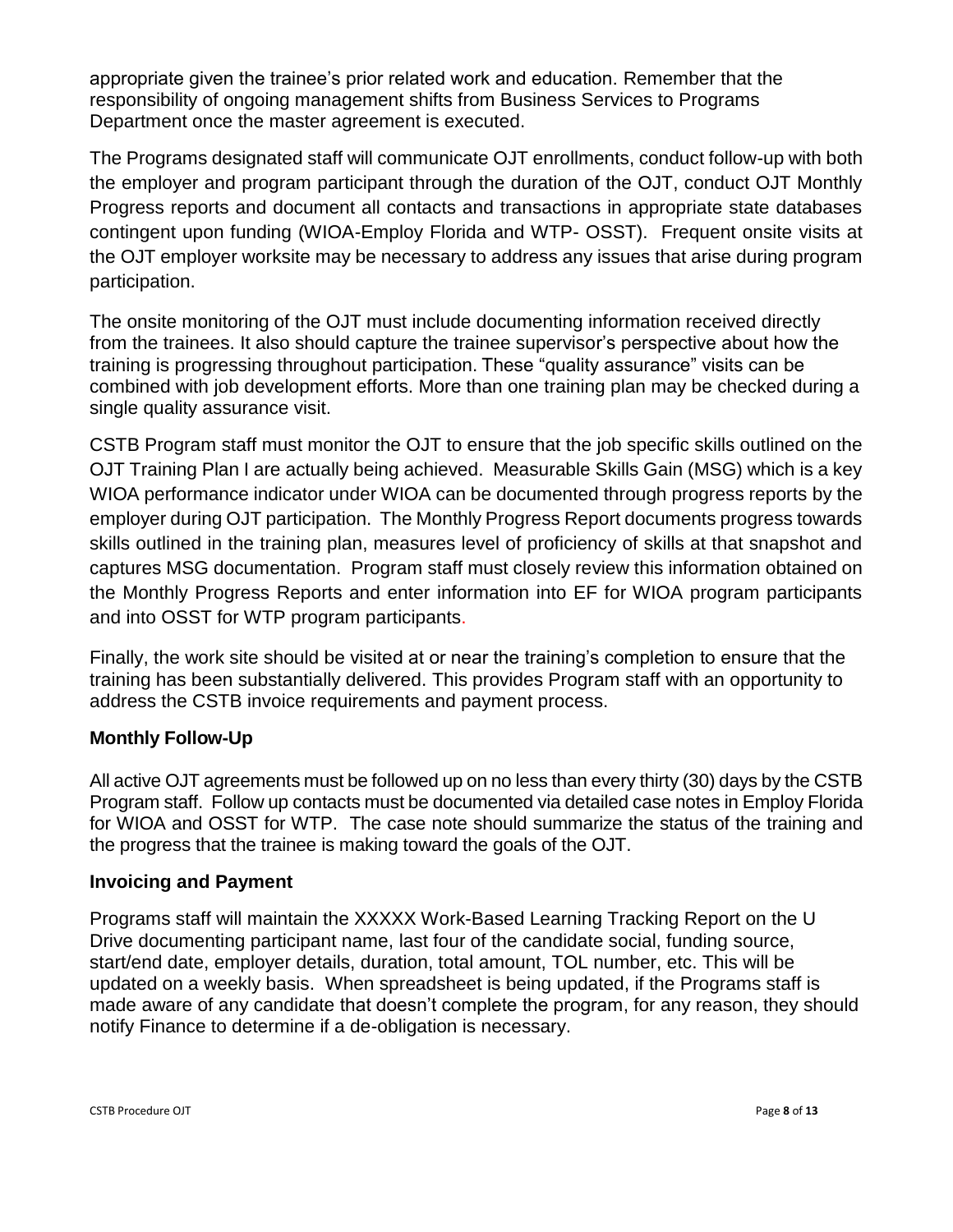appropriate given the trainee's prior related work and education. Remember that the responsibility of ongoing management shifts from Business Services to Programs Department once the master agreement is executed.

The Programs designated staff will communicate OJT enrollments, conduct follow-up with both the employer and program participant through the duration of the OJT, conduct OJT Monthly Progress reports and document all contacts and transactions in appropriate state databases contingent upon funding (WIOA-Employ Florida and WTP- OSST). Frequent onsite visits at the OJT employer worksite may be necessary to address any issues that arise during program participation.

The onsite monitoring of the OJT must include documenting information received directly from the trainees. It also should capture the trainee supervisor's perspective about how the training is progressing throughout participation. These "quality assurance" visits can be combined with job development efforts. More than one training plan may be checked during a single quality assurance visit.

CSTB Program staff must monitor the OJT to ensure that the job specific skills outlined on the OJT Training Plan I are actually being achieved. Measurable Skills Gain (MSG) which is a key WIOA performance indicator under WIOA can be documented through progress reports by the employer during OJT participation. The Monthly Progress Report documents progress towards skills outlined in the training plan, measures level of proficiency of skills at that snapshot and captures MSG documentation. Program staff must closely review this information obtained on the Monthly Progress Reports and enter information into EF for WIOA program participants and into OSST for WTP program participants.

Finally, the work site should be visited at or near the training's completion to ensure that the training has been substantially delivered. This provides Program staff with an opportunity to address the CSTB invoice requirements and payment process.

### Monthly Follow-Up

All active OJT agreements must be followed up on no less than every thirty (30) days by the CSTB Program staff. Follow up contacts must be documented via detailed case notes in Employ Florida for WIOA and OSST for WTP. The case note should summarize the status of the training and the progress that the trainee is making toward the goals of the OJT.

### Invoicing and Payment

Programs staff will maintain the XXXXX Work-Based Learning Tracking Report on the U Drive documenting participant name, last four of the candidate social, funding source, start/end date, employer details, duration, total amount, TOL number, etc. This will be updated on a weekly basis. When spreadsheet is being updated, if the Programs staff is made aware of any candidate that doesn't complete the program, for any reason, they should notify Finance to determine if a de-obligation is necessary.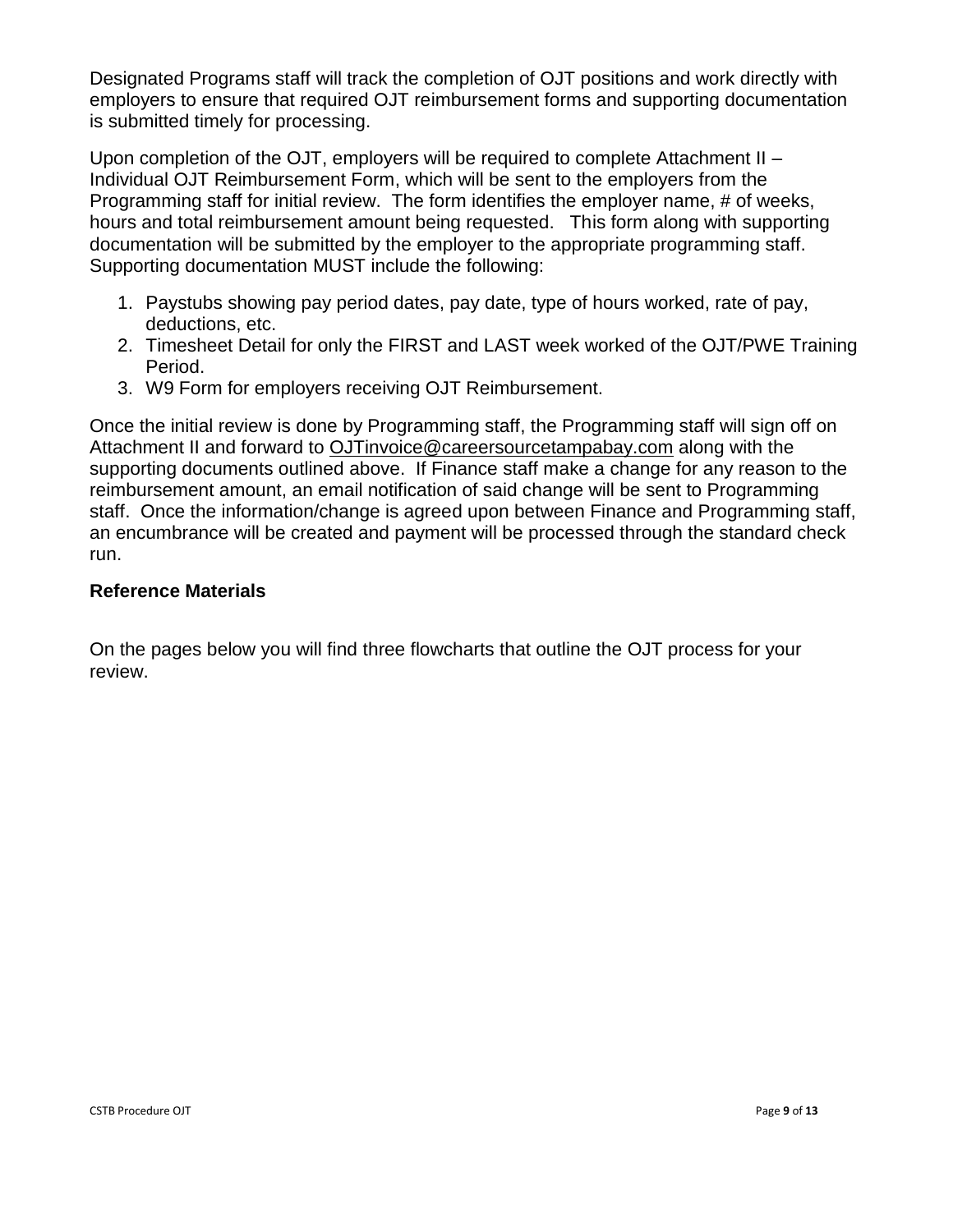Designated Programs staff will track the completion of OJT positions and work directly with employers to ensure that required OJT reimbursement forms and supporting documentation is submitted timely for processing.

Upon completion of the OJT, employers will be required to complete Attachment II – Individual OJT Reimbursement Form, which will be sent to the employers from the Programming staff for initial review. The form identifies the employer name, # of weeks, hours and total reimbursement amount being requested. This form along with supporting documentation will be submitted by the employer to the appropriate programming staff. Supporting documentation MUST include the following:

1. Paystubs showing pay period dates, pay date, type of hours worked, rate of pay, deductions, etc.
2. Timesheet Detail for only the FIRST and LAST week worked of the OJT/PWE Training Period.
3. W9 Form for employers receiving OJT Reimbursement.

Once the initial review is done by Programming staff, the Programming staff will sign off on Attachment II and forward to OJTinvoice@careersourcetampabay.com along with the supporting documents outlined above. If Finance staff make a change for any reason to the reimbursement amount, an email notification of said change will be sent to Programming staff. Once the information/change is agreed upon between Finance and Programming staff, an encumbrance will be created and payment will be processed through the standard check run.

**Reference Materials**

On the pages below you will find three flowcharts that outline the OJT process for your review.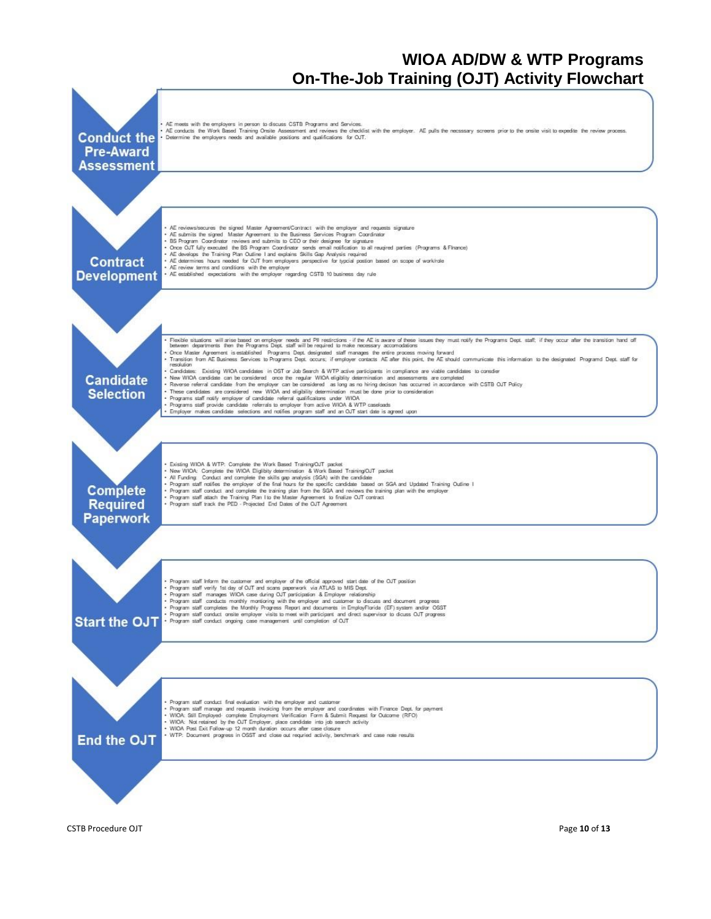# WIOA AD/DW & WTP Programs
# On-The-Job Training (OJT) Activity Flowchart

## Conduct the Pre-Award Assessment

- AE meets with the employers in person to discuss CSTB Programs and Services.
- AE conducts the Work Based Training Onsite Assessment and reviews the checklist with the employer. AE pulls the necsssary screens prior to the onsite visit to expedite the review process.
- Determine the employers needs and available positions and qualifications for OJT.

## Contract Development

- AE reviews/secures the signed Master Agreement/Contract with the employer and requests signature
- AE submits the signed Master Agreement to the Business Services Program Coordinator
- BS Program Coordinator reviews and submits to CEO or their designee for signature
- Once OJT fully executed the BS Program Coordinator sends email notification to all reuqired parties (Programs & FInance)
- AE develops the Training Plan Outline I and explains Skills Gap Analysis required
- AE determines hours needed for OJT from employers perspective for typcial postion based on scope of work/role
- AE review terms and conditions with the employer
- AE established expectations with the employer regarding CSTB 10 business day rule

## Candidate Selection

- Flexible situations will arise based on employer needs and PII restrictions - if the AE is aware of these issues they must notify the Programs Dept. staff; if they occur after the transition hand off between departments then the Programs Dept. staff will be required to make necessary accomodations
- Once Master Agreement is established Programs Dept. designated staff manages the entire process moving forward
- Transition from AE Business Services to Programs Dept. occurs; if employer contacts AE after this point, the AE should communicate this information to the designated Programd Dept. staff for resolution
- Candidates: Existing WIOA candidates in OST or Job Search & WTP active participants in compliance are viable candidates to consdier
- New WIOA candidate can be considered once the regular WIOA eligiblity determination and assessments are completed
- Reverse referral candidate from the employer can be considered as long as no hiring decison has occurred in accordance with CSTB OJT Policy
- These candidates are considered new WIOA and eligibility determination must be done prior to consideration
- Programs staff notify employer of candidate referral qualificaitons under WIOA
- Programs staff provide candidate referrals to employer from active WIOA & WTP caseloads
- Employer makes candidate selections and notifies program staff and an OJT start date is agreed upon

## Complete Required Paperwork

- Existing WIOA & WTP: Complete the Work Based Training/OJT packet
- New WIOA: Complete the WIOA Eligibiliy determination & Work Based Training/OJT packet
- All Funding: Conduct and complete the skills gap analysis (SGA) with the candidate
- Program staff notifies the employer of the final hours for the specific candidate based on SGA and Updated Training Outline I
- Program staff conduct and complete the training plan from the SGA and reviews the training plan with the employer
- Program staff attach the Training Plan I to the Master Agreement to finalize OJT contract
- Program staff track the PED - Projected End Dates of the OJT Agreement

## Start the OJT

- Program staff Inform the customer and employer of the official approved start date of the OJT position
- Program staff verify 1st day of OJT and scans paperwork via ATLAS to MIS Dept.
- Program staff manages WIOA case during OJT participation & Employer relationship
- Program staff conducts monthly monitoring with the employer and customer to discuss and document progress
- Program staff completes the Monthly Progress Report and documents in EmployFlorida (EF) system and/or OSST
- Program staff conduct onsite employer visits to meet with participant and direct supervisor to dicuss OJT progress
- Program staff conduct ongoing case management until completion of OJT

## End the OJT

- Program staff conduct final evaluation with the employer and customer
- Program staff manage and requests invoicing from the employer and coordinates with Finance Dept. for payment
- WIOA: Still Employed- complete Employment Verification Form & Submit Request for Outcome (RFO)
- WIOA: Not retained by the OJT Employer, place candidate into job search activity
- WIOA Post Exit Follow-up 12 month duration occurs after case closure
- WTP: Document progress in OSST and close out requried activity, benchmark and case note results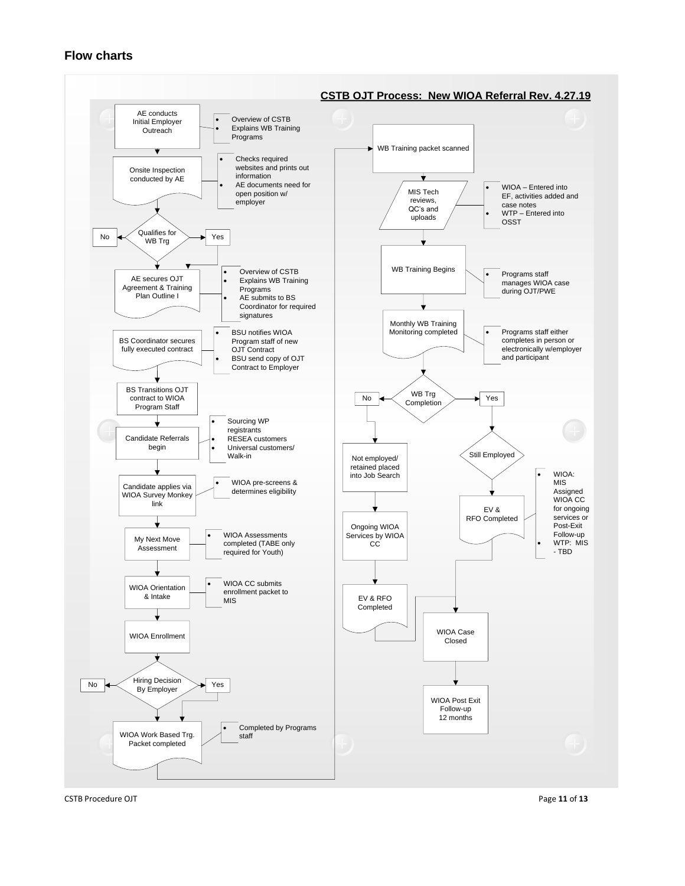## Flow charts

**CSTB OJT Process: New WIOA Referral Rev. 4.27.19**

1. AE conducts Initial Employer Outreach
   - Overview of CSTB
   - Explains WB Training Programs
2. Onsite Inspection conducted by AE
   - Checks required websites and prints out information
   - AE documents need for open position w/ employer
3. Qualifies for WB Trg — No / Yes
4. AE secures OJT Agreement & Training Plan Outline I
   - Overview of CSTB
   - Explains WB Training Programs
   - AE submits to BS Coordinator for required signatures
5. BS Coordinator secures fully executed contract
   - BSU notifies WIOA Program staff of new OJT Contract
   - BSU send copy of OJT Contract to Employer
6. BS Transitions OJT contract to WIOA Program Staff
7. Candidate Referrals begin
   - Sourcing WP registrants
   - RESEA customers
   - Universal customers/ Walk-in
8. Candidate applies via WIOA Survey Monkey link
   - WIOA pre-screens & determines eligibility
9. My Next Move Assessment
   - WIOA Assessments completed (TABE only required for Youth)
10. WIOA Orientation & Intake
    - WIOA CC submits enrollment packet to MIS
11. WIOA Enrollment
12. Hiring Decision By Employer — No / Yes
13. WIOA Work Based Trg. Packet completed
    - Completed by Programs staff
14. WB Training packet scanned
15. MIS Tech reviews, QC's and uploads
    - WIOA – Entered into EF, activities added and case notes
    - WTP – Entered into OSST
16. WB Training Begins
    - Programs staff manages WIOA case during OJT/PWE
17. Monthly WB Training Monitoring completed
    - Programs staff either completes in person or electronically w/employer and participant
18. WB Trg Completion — No / Yes
    - No: Not employed/ retained placed into Job Search → Ongoing WIOA Services by WIOA CC → EV & RFO Completed → WIOA Case Closed
    - Yes: Still Employed → EV & RFO Completed → WIOA Case Closed
      - WIOA: MIS Assigned WIOA CC for ongoing services or Post-Exit Follow-up
      - WTP: MIS - TBD
19. WIOA Case Closed
20. WIOA Post Exit Follow-up 12 months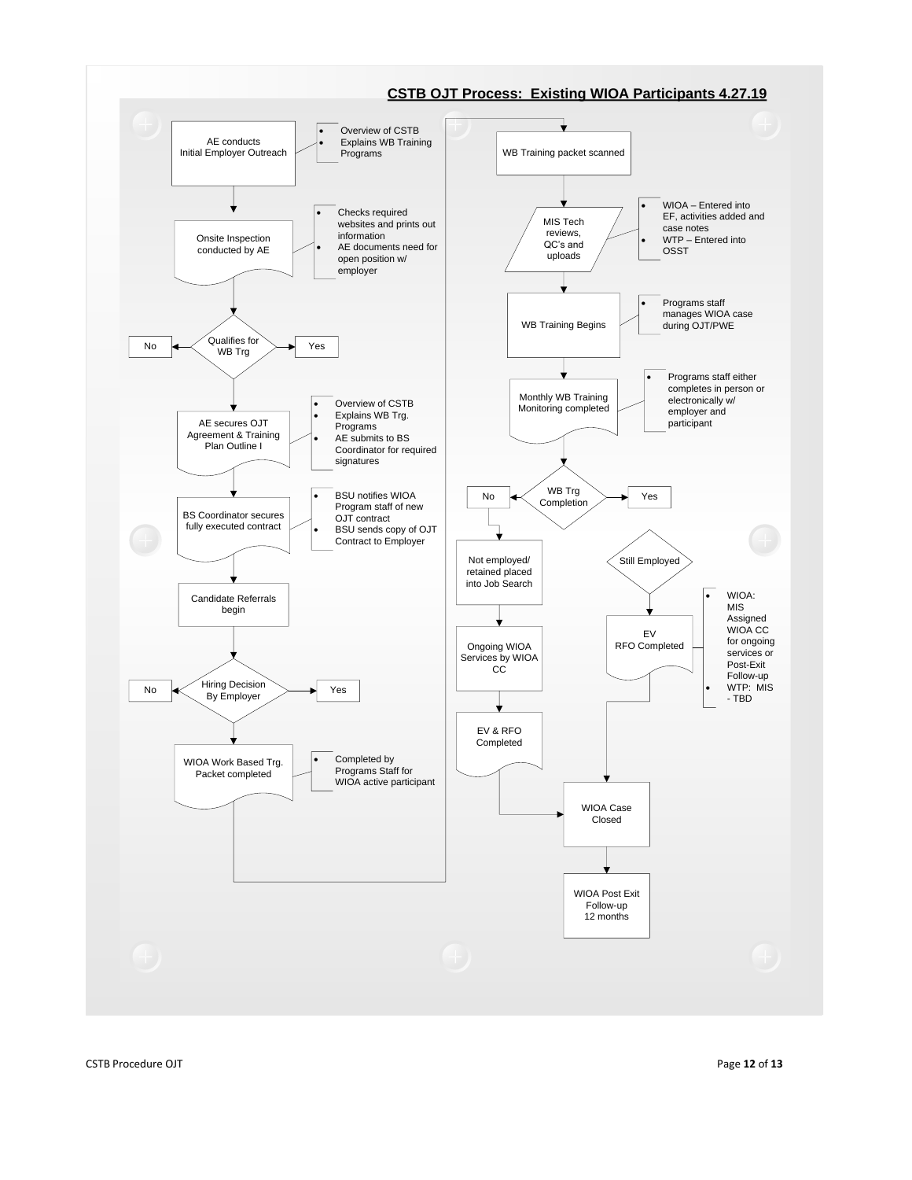# CSTB OJT Process: Existing WIOA Participants 4.27.19

AE conducts Initial Employer Outreach
- Overview of CSTB
- Explains WB Training Programs

Onsite Inspection conducted by AE
- Checks required websites and prints out information
- AE documents need for open position w/ employer

Qualifies for WB Trg

No

Yes

AE secures OJT Agreement & Training Plan Outline I
- Overview of CSTB
- Explains WB Trg. Programs
- AE submits to BS Coordinator for required signatures

BS Coordinator secures fully executed contract
- BSU notifies WIOA Program staff of new OJT contract
- BSU sends copy of OJT Contract to Employer

Candidate Referrals begin

Hiring Decision By Employer

No

Yes

WIOA Work Based Trg. Packet completed
- Completed by Programs Staff for WIOA active participant

WB Training packet scanned

MIS Tech reviews, QC's and uploads
- WIOA – Entered into EF, activities added and case notes
- WTP – Entered into OSST

WB Training Begins
- Programs staff manages WIOA case during OJT/PWE

Monthly WB Training Monitoring completed
- Programs staff either completes in person or electronically w/ employer and participant

WB Trg Completion

No

Yes

Not employed/ retained placed into Job Search

Ongoing WIOA Services by WIOA CC

EV & RFO Completed

Still Employed

EV RFO Completed
- WIOA: MIS Assigned WIOA CC for ongoing services or Post-Exit Follow-up
- WTP: MIS - TBD

WIOA Case Closed

WIOA Post Exit Follow-up 12 months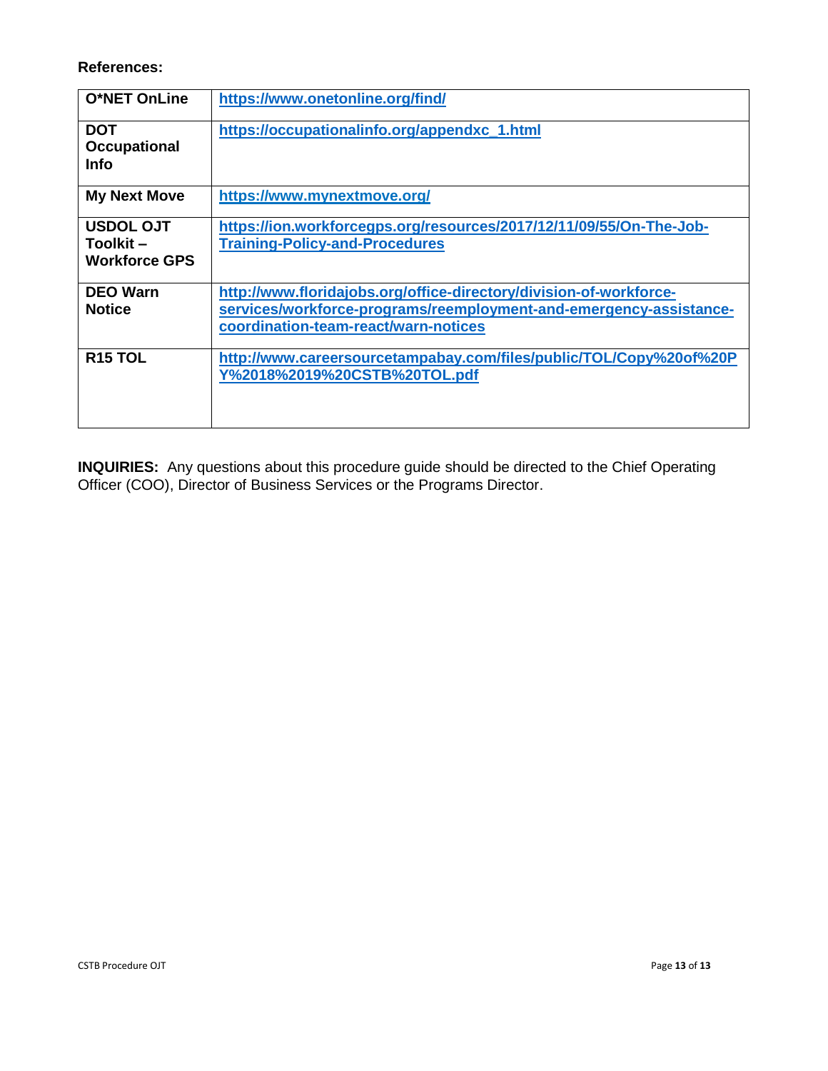**References:**

| | |
|---|---|
| **O*NET OnLine** | **https://www.onetonline.org/find/** |
| **DOT Occupational Info** | **https://occupationalinfo.org/appendxc_1.html** |
| **My Next Move** | **https://www.mynextmove.org/** |
| **USDOL OJT Toolkit – Workforce GPS** | **https://ion.workforcegps.org/resources/2017/12/11/09/55/On-The-Job-Training-Policy-and-Procedures** |
| **DEO Warn Notice** | **http://www.floridajobs.org/office-directory/division-of-workforce-services/workforce-programs/reemployment-and-emergency-assistance-coordination-team-react/warn-notices** |
| **R15 TOL** | **http://www.careersourcetampabay.com/files/public/TOL/Copy%20of%20PY%2018%2019%20CSTB%20TOL.pdf** |

**INQUIRIES:** Any questions about this procedure guide should be directed to the Chief Operating Officer (COO), Director of Business Services or the Programs Director.